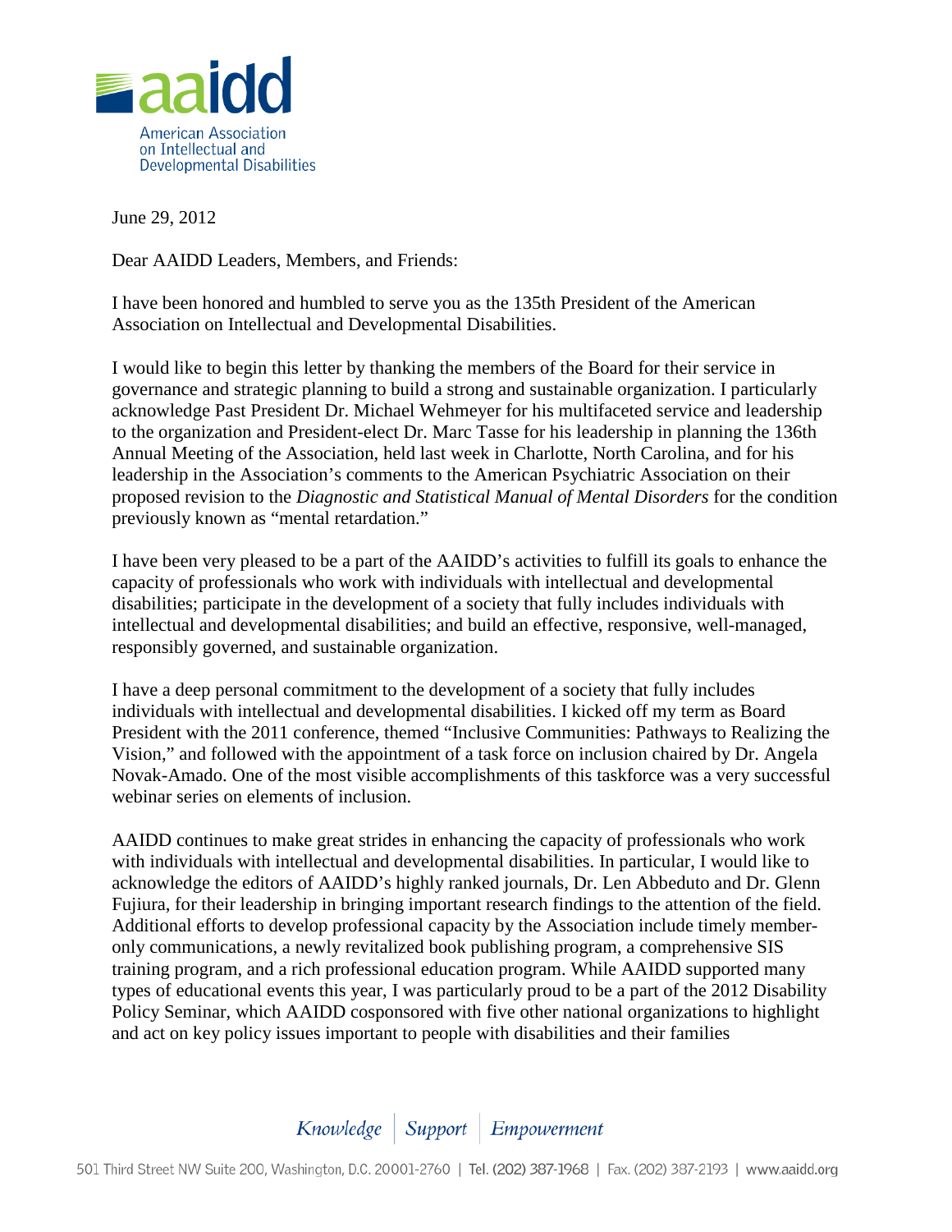aaidd

American Association on Intellectual and Developmental Disabilities

June 29, 2012

Dear AAIDD Leaders, Members, and Friends:

I have been honored and humbled to serve you as the 135th President of the American Association on Intellectual and Developmental Disabilities.

I would like to begin this letter by thanking the members of the Board for their service in governance and strategic planning to build a strong and sustainable organization. I particularly acknowledge Past President Dr. Michael Wehmeyer for his multifaceted service and leadership to the organization and President-elect Dr. Marc Tasse for his leadership in planning the 136th Annual Meeting of the Association, held last week in Charlotte, North Carolina, and for his leadership in the Association's comments to the American Psychiatric Association on their proposed revision to the *Diagnostic and Statistical Manual of Mental Disorders* for the condition previously known as "mental retardation."

I have been very pleased to be a part of the AAIDD's activities to fulfill its goals to enhance the capacity of professionals who work with individuals with intellectual and developmental disabilities; participate in the development of a society that fully includes individuals with intellectual and developmental disabilities; and build an effective, responsive, well-managed, responsibly governed, and sustainable organization.

I have a deep personal commitment to the development of a society that fully includes individuals with intellectual and developmental disabilities. I kicked off my term as Board President with the 2011 conference, themed "Inclusive Communities: Pathways to Realizing the Vision," and followed with the appointment of a task force on inclusion chaired by Dr. Angela Novak-Amado. One of the most visible accomplishments of this taskforce was a very successful webinar series on elements of inclusion.

AAIDD continues to make great strides in enhancing the capacity of professionals who work with individuals with intellectual and developmental disabilities. In particular, I would like to acknowledge the editors of AAIDD's highly ranked journals, Dr. Len Abbeduto and Dr. Glenn Fujiura, for their leadership in bringing important research findings to the attention of the field. Additional efforts to develop professional capacity by the Association include timely member-only communications, a newly revitalized book publishing program, a comprehensive SIS training program, and a rich professional education program. While AAIDD supported many types of educational events this year, I was particularly proud to be a part of the 2012 Disability Policy Seminar, which AAIDD cosponsored with five other national organizations to highlight and act on key policy issues important to people with disabilities and their families

*Knowledge | Support | Empowerment*

501 Third Street NW Suite 200, Washington, D.C. 20001-2760 | Tel. (202) 387-1968 | Fax. (202) 387-2193 | www.aaidd.org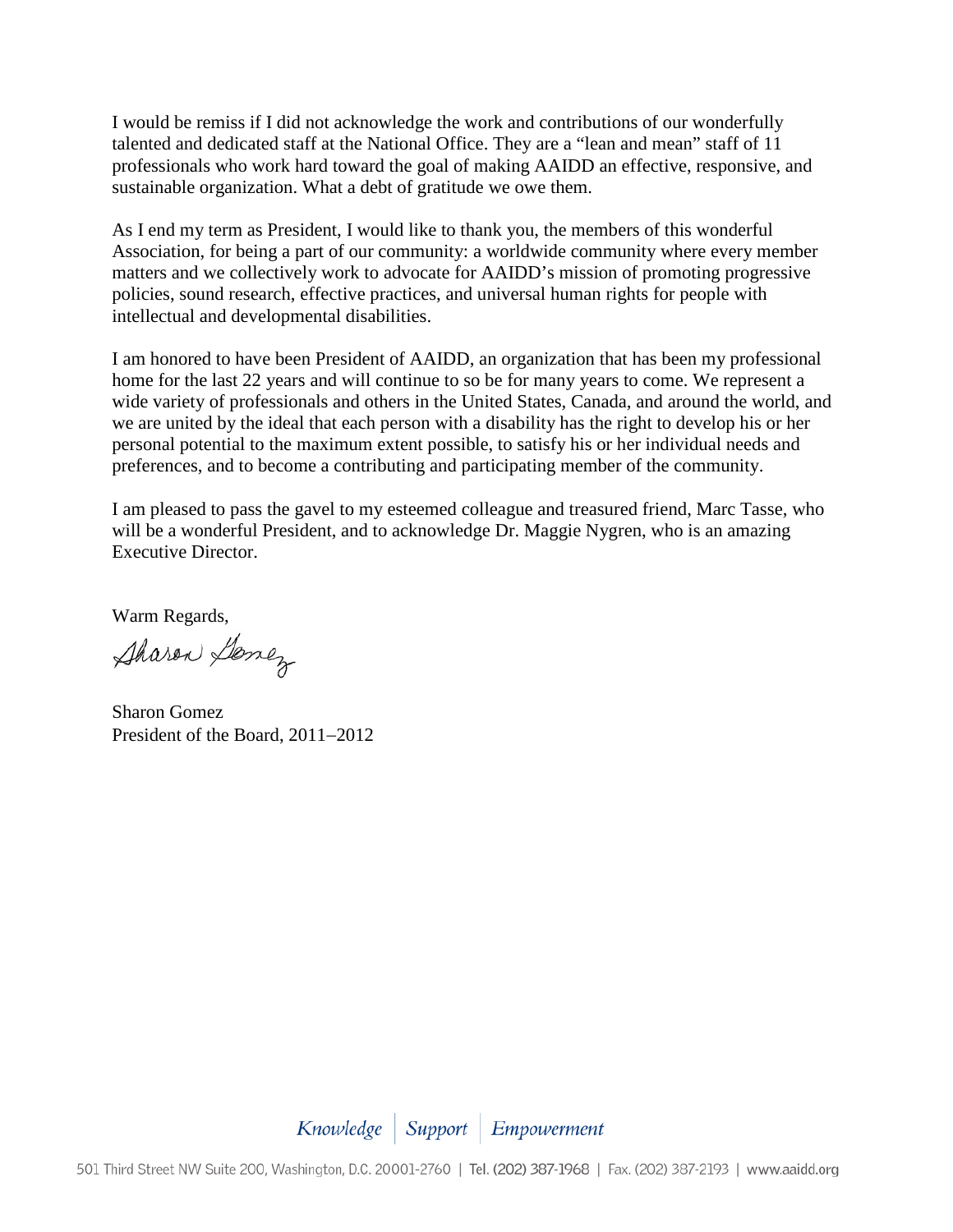I would be remiss if I did not acknowledge the work and contributions of our wonderfully talented and dedicated staff at the National Office. They are a "lean and mean" staff of 11 professionals who work hard toward the goal of making AAIDD an effective, responsive, and sustainable organization. What a debt of gratitude we owe them.

As I end my term as President, I would like to thank you, the members of this wonderful Association, for being a part of our community: a worldwide community where every member matters and we collectively work to advocate for AAIDD's mission of promoting progressive policies, sound research, effective practices, and universal human rights for people with intellectual and developmental disabilities.

I am honored to have been President of AAIDD, an organization that has been my professional home for the last 22 years and will continue to so be for many years to come. We represent a wide variety of professionals and others in the United States, Canada, and around the world, and we are united by the ideal that each person with a disability has the right to develop his or her personal potential to the maximum extent possible, to satisfy his or her individual needs and preferences, and to become a contributing and participating member of the community.

I am pleased to pass the gavel to my esteemed colleague and treasured friend, Marc Tasse, who will be a wonderful President, and to acknowledge Dr. Maggie Nygren, who is an amazing Executive Director.

Warm Regards,

Sharon Gomez

Sharon Gomez
President of the Board, 2011–2012

*Knowledge* | *Support* | *Empowerment*

501 Third Street NW Suite 200, Washington, D.C. 20001-2760 | Tel. (202) 387-1968 | Fax. (202) 387-2193 | www.aaidd.org